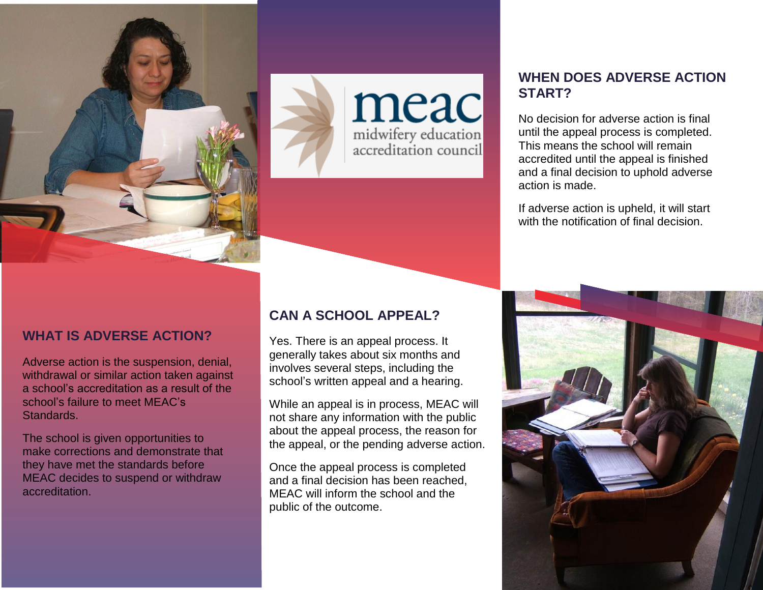meac
midwifery education accreditation council

## WHAT IS ADVERSE ACTION?

Adverse action is the suspension, denial, withdrawal or similar action taken against a school's accreditation as a result of the school's failure to meet MEAC's Standards.

The school is given opportunities to make corrections and demonstrate that they have met the standards before MEAC decides to suspend or withdraw accreditation.

## CAN A SCHOOL APPEAL?

Yes. There is an appeal process. It generally takes about six months and involves several steps, including the school's written appeal and a hearing.

While an appeal is in process, MEAC will not share any information with the public about the appeal process, the reason for the appeal, or the pending adverse action.

Once the appeal process is completed and a final decision has been reached, MEAC will inform the school and the public of the outcome.

## WHEN DOES ADVERSE ACTION START?

No decision for adverse action is final until the appeal process is completed. This means the school will remain accredited until the appeal is finished and a final decision to uphold adverse action is made.

If adverse action is upheld, it will start with the notification of final decision.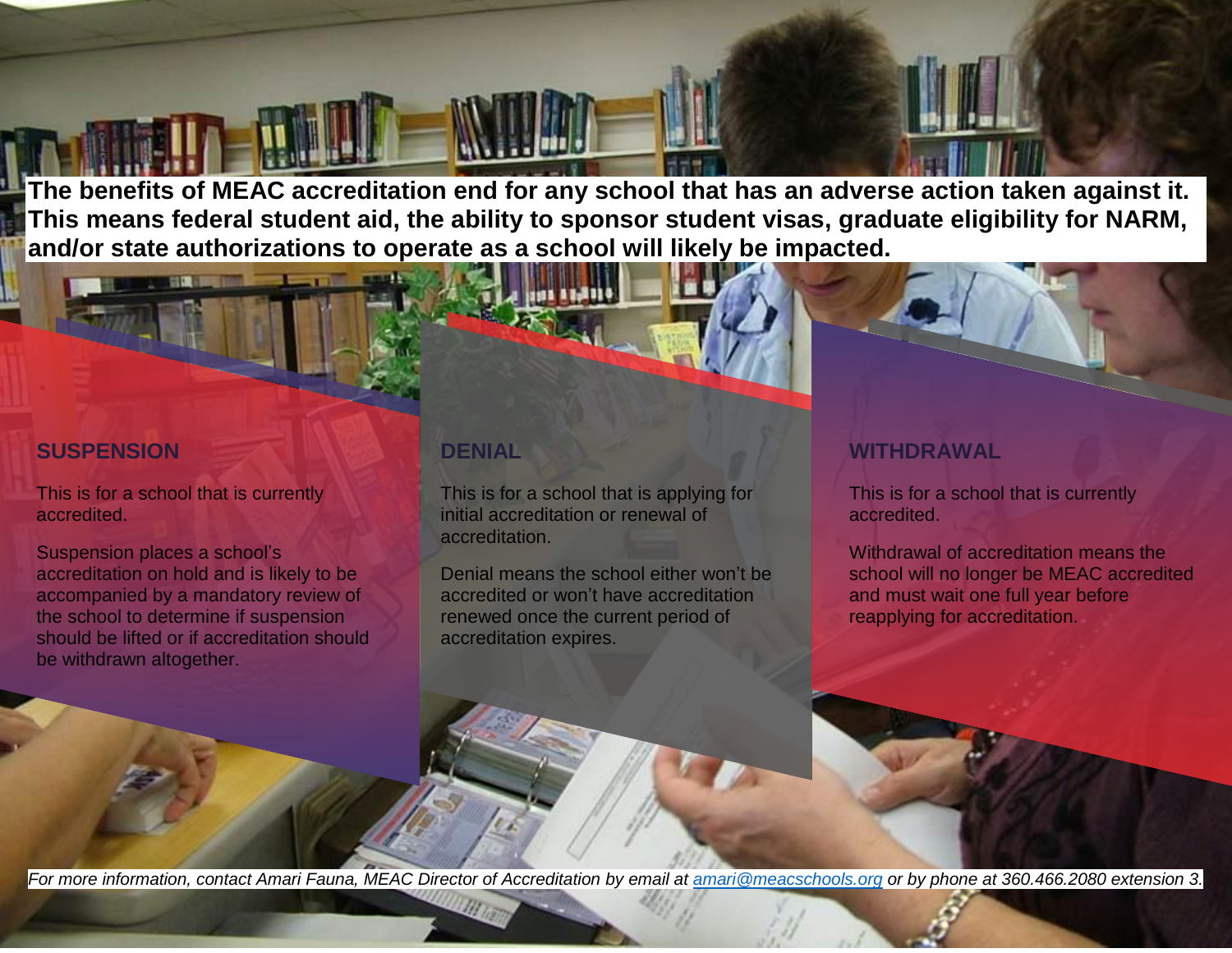**The benefits of MEAC accreditation end for any school that has an adverse action taken against it. This means federal student aid, the ability to sponsor student visas, graduate eligibility for NARM, and/or state authorizations to operate as a school will likely be impacted.**

## SUSPENSION

This is for a school that is currently accredited.

Suspension places a school's accreditation on hold and is likely to be accompanied by a mandatory review of the school to determine if suspension should be lifted or if accreditation should be withdrawn altogether.

## DENIAL

This is for a school that is applying for initial accreditation or renewal of accreditation.

Denial means the school either won't be accredited or won't have accreditation renewed once the current period of accreditation expires.

## WITHDRAWAL

This is for a school that is currently accredited.

Withdrawal of accreditation means the school will no longer be MEAC accredited and must wait one full year before reapplying for accreditation.

*For more information, contact Amari Fauna, MEAC Director of Accreditation by email at [amari@meacschools.org](mailto:amari@meacschools.org) or by phone at 360.466.2080 extension 3.*